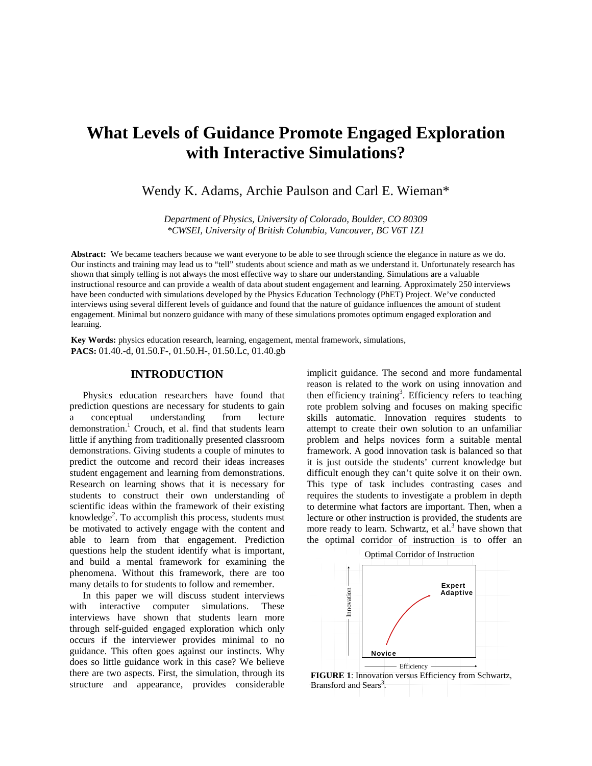# What Levels of Guidance Promote Engaged Exploration with Interactive Simulations?

Wendy K. Adams, Archie Paulson and Carl E. Wieman*

*Department of Physics, University of Colorado, Boulder, CO 80309*
*\*CWSEI, University of British Columbia, Vancouver, BC V6T 1Z1*

**Abstract:** We became teachers because we want everyone to be able to see through science the elegance in nature as we do. Our instincts and training may lead us to "tell" students about science and math as we understand it. Unfortunately research has shown that simply telling is not always the most effective way to share our understanding. Simulations are a valuable instructional resource and can provide a wealth of data about student engagement and learning. Approximately 250 interviews have been conducted with simulations developed by the Physics Education Technology (PhET) Project. We've conducted interviews using several different levels of guidance and found that the nature of guidance influences the amount of student engagement. Minimal but nonzero guidance with many of these simulations promotes optimum engaged exploration and learning.

**Key Words:** physics education research, learning, engagement, mental framework, simulations,
**PACS:** 01.40.-d, 01.50.F-, 01.50.H-, 01.50.Lc, 01.40.gb

## INTRODUCTION

Physics education researchers have found that prediction questions are necessary for students to gain a conceptual understanding from lecture demonstration.[1] Crouch, et al. find that students learn little if anything from traditionally presented classroom demonstrations. Giving students a couple of minutes to predict the outcome and record their ideas increases student engagement and learning from demonstrations. Research on learning shows that it is necessary for students to construct their own understanding of scientific ideas within the framework of their existing knowledge[2]. To accomplish this process, students must be motivated to actively engage with the content and able to learn from that engagement. Prediction questions help the student identify what is important, and build a mental framework for examining the phenomena. Without this framework, there are too many details to for students to follow and remember.

In this paper we will discuss student interviews with interactive computer simulations. These interviews have shown that students learn more through self-guided engaged exploration which only occurs if the interviewer provides minimal to no guidance. This often goes against our instincts. Why does so little guidance work in this case? We believe there are two aspects. First, the simulation, through its structure and appearance, provides considerable implicit guidance. The second and more fundamental reason is related to the work on using innovation and then efficiency training[3]. Efficiency refers to teaching rote problem solving and focuses on making specific skills automatic. Innovation requires students to attempt to create their own solution to an unfamiliar problem and helps novices form a suitable mental framework. A good innovation task is balanced so that it is just outside the students' current knowledge but difficult enough they can't quite solve it on their own. This type of task includes contrasting cases and requires the students to investigate a problem in depth to determine what factors are important. Then, when a lecture or other instruction is provided, the students are more ready to learn. Schwartz, et al.[3] have shown that the optimal corridor of instruction is to offer an

**FIGURE 1**: Innovation versus Efficiency from Schwartz, Bransford and Sears[3].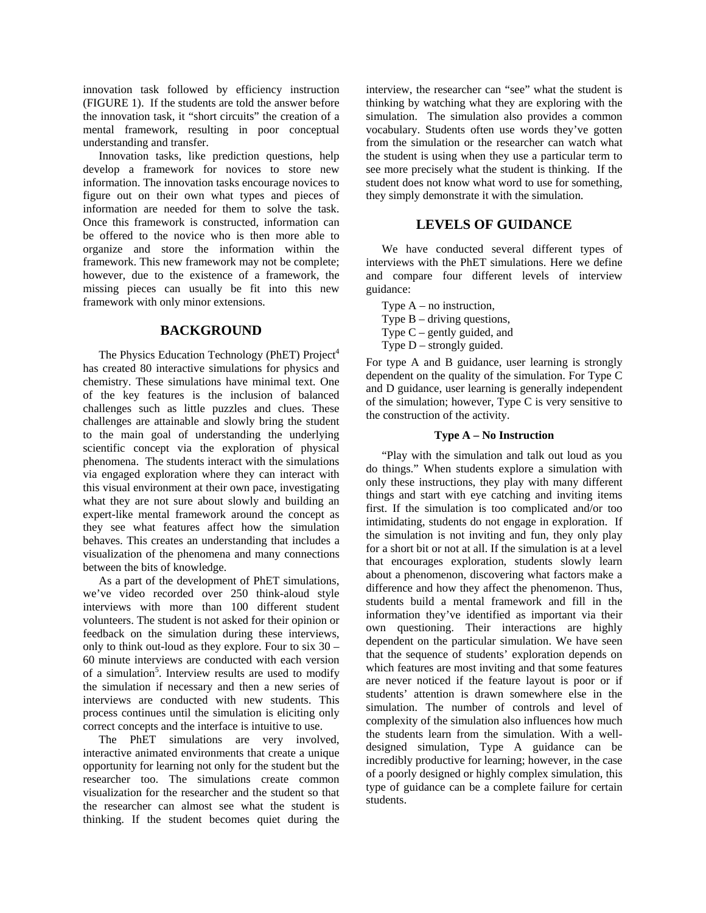innovation task followed by efficiency instruction (FIGURE 1). If the students are told the answer before the innovation task, it "short circuits" the creation of a mental framework, resulting in poor conceptual understanding and transfer.

Innovation tasks, like prediction questions, help develop a framework for novices to store new information. The innovation tasks encourage novices to figure out on their own what types and pieces of information are needed for them to solve the task. Once this framework is constructed, information can be offered to the novice who is then more able to organize and store the information within the framework. This new framework may not be complete; however, due to the existence of a framework, the missing pieces can usually be fit into this new framework with only minor extensions.

## BACKGROUND

The Physics Education Technology (PhET) Project[4] has created 80 interactive simulations for physics and chemistry. These simulations have minimal text. One of the key features is the inclusion of balanced challenges such as little puzzles and clues. These challenges are attainable and slowly bring the student to the main goal of understanding the underlying scientific concept via the exploration of physical phenomena. The students interact with the simulations via engaged exploration where they can interact with this visual environment at their own pace, investigating what they are not sure about slowly and building an expert-like mental framework around the concept as they see what features affect how the simulation behaves. This creates an understanding that includes a visualization of the phenomena and many connections between the bits of knowledge.

As a part of the development of PhET simulations, we've video recorded over 250 think-aloud style interviews with more than 100 different student volunteers. The student is not asked for their opinion or feedback on the simulation during these interviews, only to think out-loud as they explore. Four to six 30 – 60 minute interviews are conducted with each version of a simulation[5]. Interview results are used to modify the simulation if necessary and then a new series of interviews are conducted with new students. This process continues until the simulation is eliciting only correct concepts and the interface is intuitive to use.

The PhET simulations are very involved, interactive animated environments that create a unique opportunity for learning not only for the student but the researcher too. The simulations create common visualization for the researcher and the student so that the researcher can almost see what the student is thinking. If the student becomes quiet during the interview, the researcher can "see" what the student is thinking by watching what they are exploring with the simulation. The simulation also provides a common vocabulary. Students often use words they've gotten from the simulation or the researcher can watch what the student is using when they use a particular term to see more precisely what the student is thinking. If the student does not know what word to use for something, they simply demonstrate it with the simulation.

## LEVELS OF GUIDANCE

We have conducted several different types of interviews with the PhET simulations. Here we define and compare four different levels of interview guidance:

Type A – no instruction,
Type B – driving questions,
Type C – gently guided, and
Type D – strongly guided.

For type A and B guidance, user learning is strongly dependent on the quality of the simulation. For Type C and D guidance, user learning is generally independent of the simulation; however, Type C is very sensitive to the construction of the activity.

### Type A – No Instruction

"Play with the simulation and talk out loud as you do things." When students explore a simulation with only these instructions, they play with many different things and start with eye catching and inviting items first. If the simulation is too complicated and/or too intimidating, students do not engage in exploration. If the simulation is not inviting and fun, they only play for a short bit or not at all. If the simulation is at a level that encourages exploration, students slowly learn about a phenomenon, discovering what factors make a difference and how they affect the phenomenon. Thus, students build a mental framework and fill in the information they've identified as important via their own questioning. Their interactions are highly dependent on the particular simulation. We have seen that the sequence of students' exploration depends on which features are most inviting and that some features are never noticed if the feature layout is poor or if students' attention is drawn somewhere else in the simulation. The number of controls and level of complexity of the simulation also influences how much the students learn from the simulation. With a well-designed simulation, Type A guidance can be incredibly productive for learning; however, in the case of a poorly designed or highly complex simulation, this type of guidance can be a complete failure for certain students.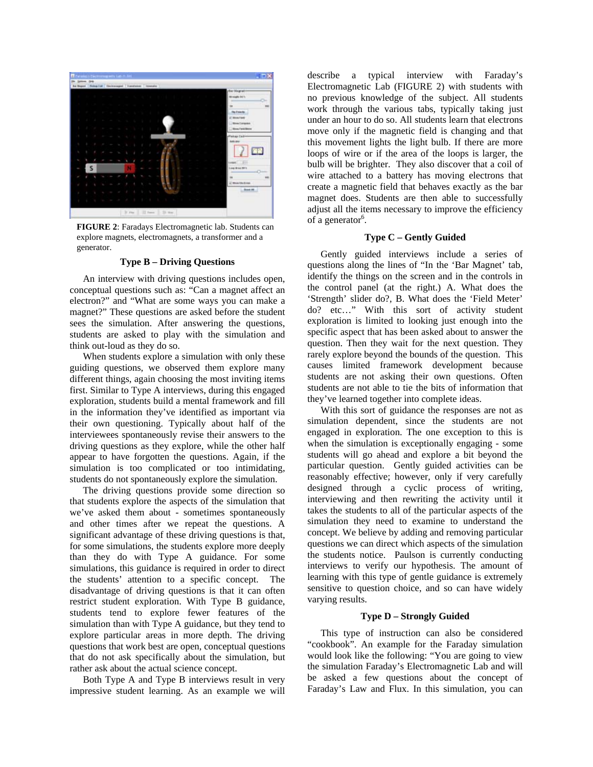**FIGURE 2**: Faradays Electromagnetic lab. Students can explore magnets, electromagnets, a transformer and a generator.

### Type B – Driving Questions

An interview with driving questions includes open, conceptual questions such as: "Can a magnet affect an electron?" and "What are some ways you can make a magnet?" These questions are asked before the student sees the simulation. After answering the questions, students are asked to play with the simulation and think out-loud as they do so.

When students explore a simulation with only these guiding questions, we observed them explore many different things, again choosing the most inviting items first. Similar to Type A interviews, during this engaged exploration, students build a mental framework and fill in the information they've identified as important via their own questioning. Typically about half of the interviewees spontaneously revise their answers to the driving questions as they explore, while the other half appear to have forgotten the questions. Again, if the simulation is too complicated or too intimidating, students do not spontaneously explore the simulation.

The driving questions provide some direction so that students explore the aspects of the simulation that we've asked them about - sometimes spontaneously and other times after we repeat the questions. A significant advantage of these driving questions is that, for some simulations, the students explore more deeply than they do with Type A guidance. For some simulations, this guidance is required in order to direct the students' attention to a specific concept. The disadvantage of driving questions is that it can often restrict student exploration. With Type B guidance, students tend to explore fewer features of the simulation than with Type A guidance, but they tend to explore particular areas in more depth. The driving questions that work best are open, conceptual questions that do not ask specifically about the simulation, but rather ask about the actual science concept.

Both Type A and Type B interviews result in very impressive student learning. As an example we will describe a typical interview with Faraday's Electromagnetic Lab (FIGURE 2) with students with no previous knowledge of the subject. All students work through the various tabs, typically taking just under an hour to do so. All students learn that electrons move only if the magnetic field is changing and that this movement lights the light bulb. If there are more loops of wire or if the area of the loops is larger, the bulb will be brighter. They also discover that a coil of wire attached to a battery has moving electrons that create a magnetic field that behaves exactly as the bar magnet does. Students are then able to successfully adjust all the items necessary to improve the efficiency of a generator[6].

### Type C – Gently Guided

Gently guided interviews include a series of questions along the lines of "In the 'Bar Magnet' tab, identify the things on the screen and in the controls in the control panel (at the right.) A. What does the 'Strength' slider do?, B. What does the 'Field Meter' do? etc…" With this sort of activity student exploration is limited to looking just enough into the specific aspect that has been asked about to answer the question. Then they wait for the next question. They rarely explore beyond the bounds of the question. This causes limited framework development because students are not asking their own questions. Often students are not able to tie the bits of information that they've learned together into complete ideas.

With this sort of guidance the responses are not as simulation dependent, since the students are not engaged in exploration. The one exception to this is when the simulation is exceptionally engaging - some students will go ahead and explore a bit beyond the particular question. Gently guided activities can be reasonably effective; however, only if very carefully designed through a cyclic process of writing, interviewing and then rewriting the activity until it takes the students to all of the particular aspects of the simulation they need to examine to understand the concept. We believe by adding and removing particular questions we can direct which aspects of the simulation the students notice. Paulson is currently conducting interviews to verify our hypothesis. The amount of learning with this type of gentle guidance is extremely sensitive to question choice, and so can have widely varying results.

### Type D – Strongly Guided

This type of instruction can also be considered "cookbook". An example for the Faraday simulation would look like the following: "You are going to view the simulation Faraday's Electromagnetic Lab and will be asked a few questions about the concept of Faraday's Law and Flux. In this simulation, you can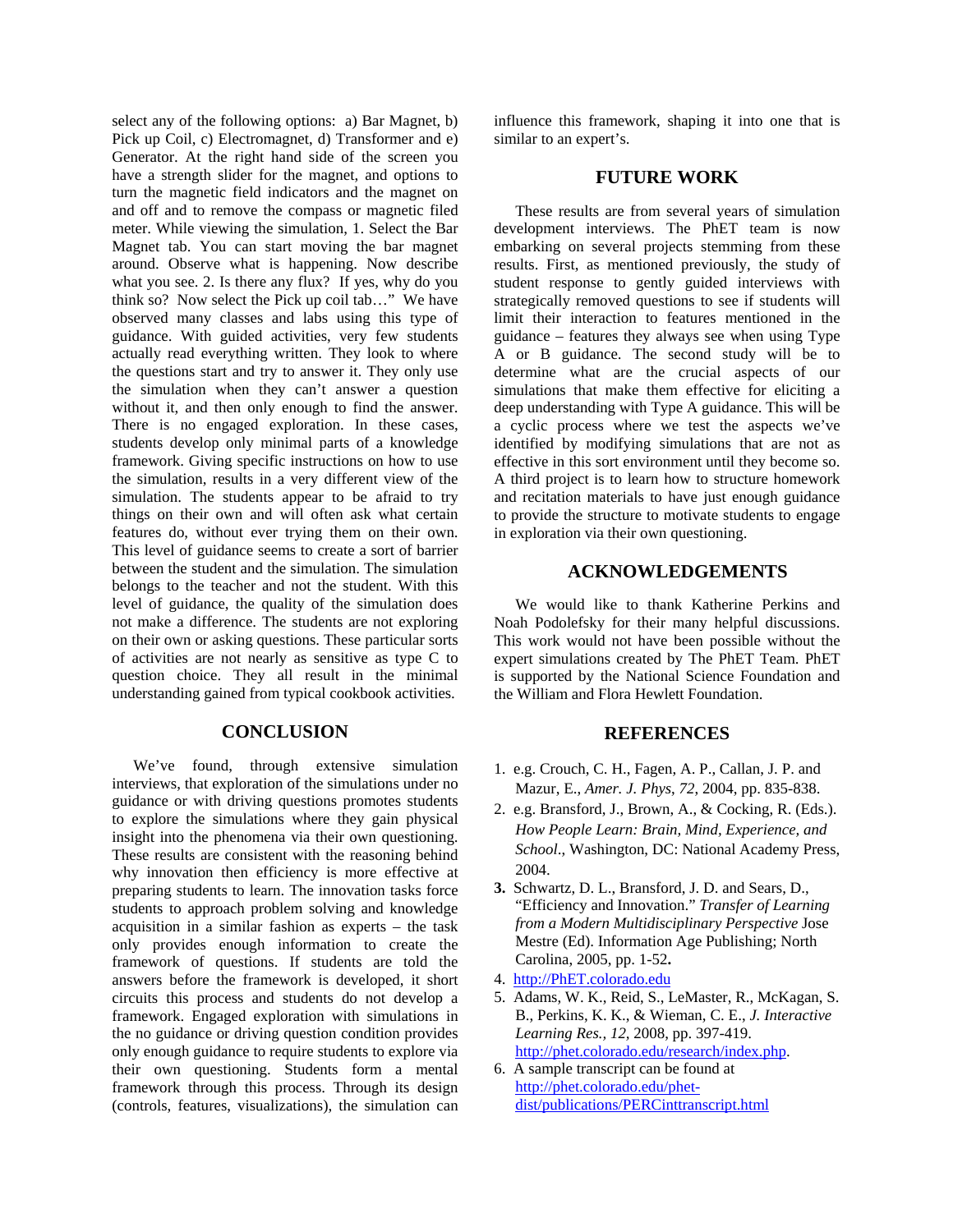select any of the following options: a) Bar Magnet, b) Pick up Coil, c) Electromagnet, d) Transformer and e) Generator. At the right hand side of the screen you have a strength slider for the magnet, and options to turn the magnetic field indicators and the magnet on and off and to remove the compass or magnetic filed meter. While viewing the simulation, 1. Select the Bar Magnet tab. You can start moving the bar magnet around. Observe what is happening. Now describe what you see. 2. Is there any flux? If yes, why do you think so? Now select the Pick up coil tab…" We have observed many classes and labs using this type of guidance. With guided activities, very few students actually read everything written. They look to where the questions start and try to answer it. They only use the simulation when they can't answer a question without it, and then only enough to find the answer. There is no engaged exploration. In these cases, students develop only minimal parts of a knowledge framework. Giving specific instructions on how to use the simulation, results in a very different view of the simulation. The students appear to be afraid to try things on their own and will often ask what certain features do, without ever trying them on their own. This level of guidance seems to create a sort of barrier between the student and the simulation. The simulation belongs to the teacher and not the student. With this level of guidance, the quality of the simulation does not make a difference. The students are not exploring on their own or asking questions. These particular sorts of activities are not nearly as sensitive as type C to question choice. They all result in the minimal understanding gained from typical cookbook activities.

## CONCLUSION

We've found, through extensive simulation interviews, that exploration of the simulations under no guidance or with driving questions promotes students to explore the simulations where they gain physical insight into the phenomena via their own questioning. These results are consistent with the reasoning behind why innovation then efficiency is more effective at preparing students to learn. The innovation tasks force students to approach problem solving and knowledge acquisition in a similar fashion as experts – the task only provides enough information to create the framework of questions. If students are told the answers before the framework is developed, it short circuits this process and students do not develop a framework. Engaged exploration with simulations in the no guidance or driving question condition provides only enough guidance to require students to explore via their own questioning. Students form a mental framework through this process. Through its design (controls, features, visualizations), the simulation can influence this framework, shaping it into one that is similar to an expert's.

## FUTURE WORK

These results are from several years of simulation development interviews. The PhET team is now embarking on several projects stemming from these results. First, as mentioned previously, the study of student response to gently guided interviews with strategically removed questions to see if students will limit their interaction to features mentioned in the guidance – features they always see when using Type A or B guidance. The second study will be to determine what are the crucial aspects of our simulations that make them effective for eliciting a deep understanding with Type A guidance. This will be a cyclic process where we test the aspects we've identified by modifying simulations that are not as effective in this sort environment until they become so. A third project is to learn how to structure homework and recitation materials to have just enough guidance to provide the structure to motivate students to engage in exploration via their own questioning.

## ACKNOWLEDGEMENTS

We would like to thank Katherine Perkins and Noah Podolefsky for their many helpful discussions. This work would not have been possible without the expert simulations created by The PhET Team. PhET is supported by the National Science Foundation and the William and Flora Hewlett Foundation.

## REFERENCES

1. e.g. Crouch, C. H., Fagen, A. P., Callan, J. P. and Mazur, E., *Amer. J. Phys*, *72*, 2004, pp. 835-838.
2. e.g. Bransford, J., Brown, A., & Cocking, R. (Eds.). *How People Learn: Brain, Mind, Experience, and School*., Washington, DC: National Academy Press, 2004.
3. Schwartz, D. L., Bransford, J. D. and Sears, D., "Efficiency and Innovation." *Transfer of Learning from a Modern Multidisciplinary Perspective* Jose Mestre (Ed). Information Age Publishing; North Carolina, 2005, pp. 1-52.
4. http://PhET.colorado.edu
5. Adams, W. K., Reid, S., LeMaster, R., McKagan, S. B., Perkins, K. K., & Wieman, C. E., *J. Interactive Learning Res., 12*, 2008, pp. 397-419. http://phet.colorado.edu/research/index.php.
6. A sample transcript can be found at http://phet.colorado.edu/phet-dist/publications/PERCinttranscript.html